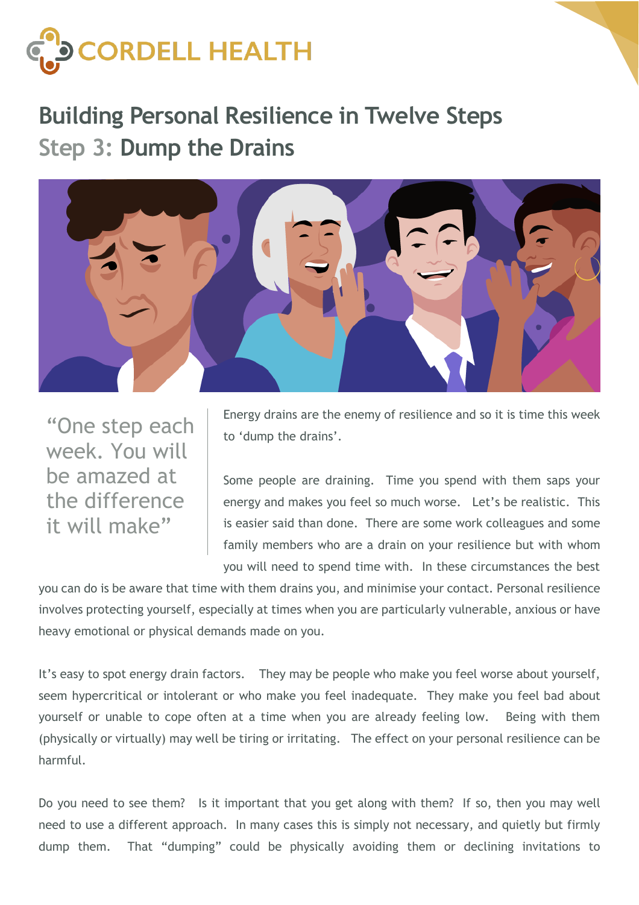CORDELL HEALTH

# Building Personal Resilience in Twelve Steps

## Step 3: Dump the Drains

> "One step each week. You will be amazed at the difference it will make"

Energy drains are the enemy of resilience and so it is time this week to 'dump the drains'.

Some people are draining. Time you spend with them saps your energy and makes you feel so much worse. Let's be realistic. This is easier said than done. There are some work colleagues and some family members who are a drain on your resilience but with whom you will need to spend time with. In these circumstances the best you can do is be aware that time with them drains you, and minimise your contact. Personal resilience involves protecting yourself, especially at times when you are particularly vulnerable, anxious or have heavy emotional or physical demands made on you.

It's easy to spot energy drain factors. They may be people who make you feel worse about yourself, seem hypercritical or intolerant or who make you feel inadequate. They make you feel bad about yourself or unable to cope often at a time when you are already feeling low. Being with them (physically or virtually) may well be tiring or irritating. The effect on your personal resilience can be harmful.

Do you need to see them? Is it important that you get along with them? If so, then you may well need to use a different approach. In many cases this is simply not necessary, and quietly but firmly dump them. That "dumping" could be physically avoiding them or declining invitations to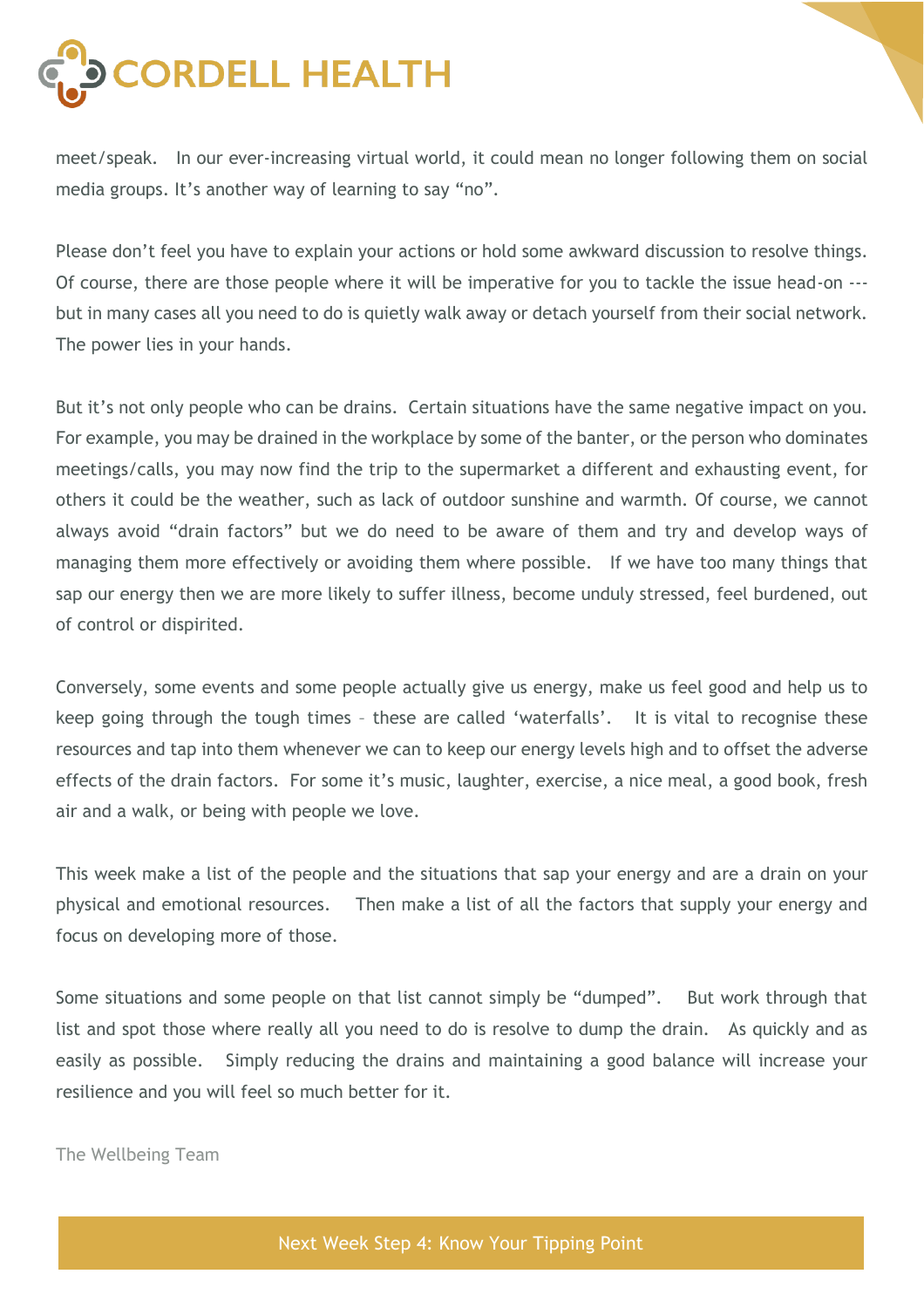meet/speak. In our ever-increasing virtual world, it could mean no longer following them on social media groups. It's another way of learning to say "no".

Please don't feel you have to explain your actions or hold some awkward discussion to resolve things. Of course, there are those people where it will be imperative for you to tackle the issue head-on --- but in many cases all you need to do is quietly walk away or detach yourself from their social network. The power lies in your hands.

But it's not only people who can be drains. Certain situations have the same negative impact on you. For example, you may be drained in the workplace by some of the banter, or the person who dominates meetings/calls, you may now find the trip to the supermarket a different and exhausting event, for others it could be the weather, such as lack of outdoor sunshine and warmth. Of course, we cannot always avoid "drain factors" but we do need to be aware of them and try and develop ways of managing them more effectively or avoiding them where possible. If we have too many things that sap our energy then we are more likely to suffer illness, become unduly stressed, feel burdened, out of control or dispirited.

Conversely, some events and some people actually give us energy, make us feel good and help us to keep going through the tough times – these are called 'waterfalls'. It is vital to recognise these resources and tap into them whenever we can to keep our energy levels high and to offset the adverse effects of the drain factors. For some it's music, laughter, exercise, a nice meal, a good book, fresh air and a walk, or being with people we love.

This week make a list of the people and the situations that sap your energy and are a drain on your physical and emotional resources. Then make a list of all the factors that supply your energy and focus on developing more of those.

Some situations and some people on that list cannot simply be "dumped". But work through that list and spot those where really all you need to do is resolve to dump the drain. As quickly and as easily as possible. Simply reducing the drains and maintaining a good balance will increase your resilience and you will feel so much better for it.

The Wellbeing Team

Next Week Step 4: Know Your Tipping Point